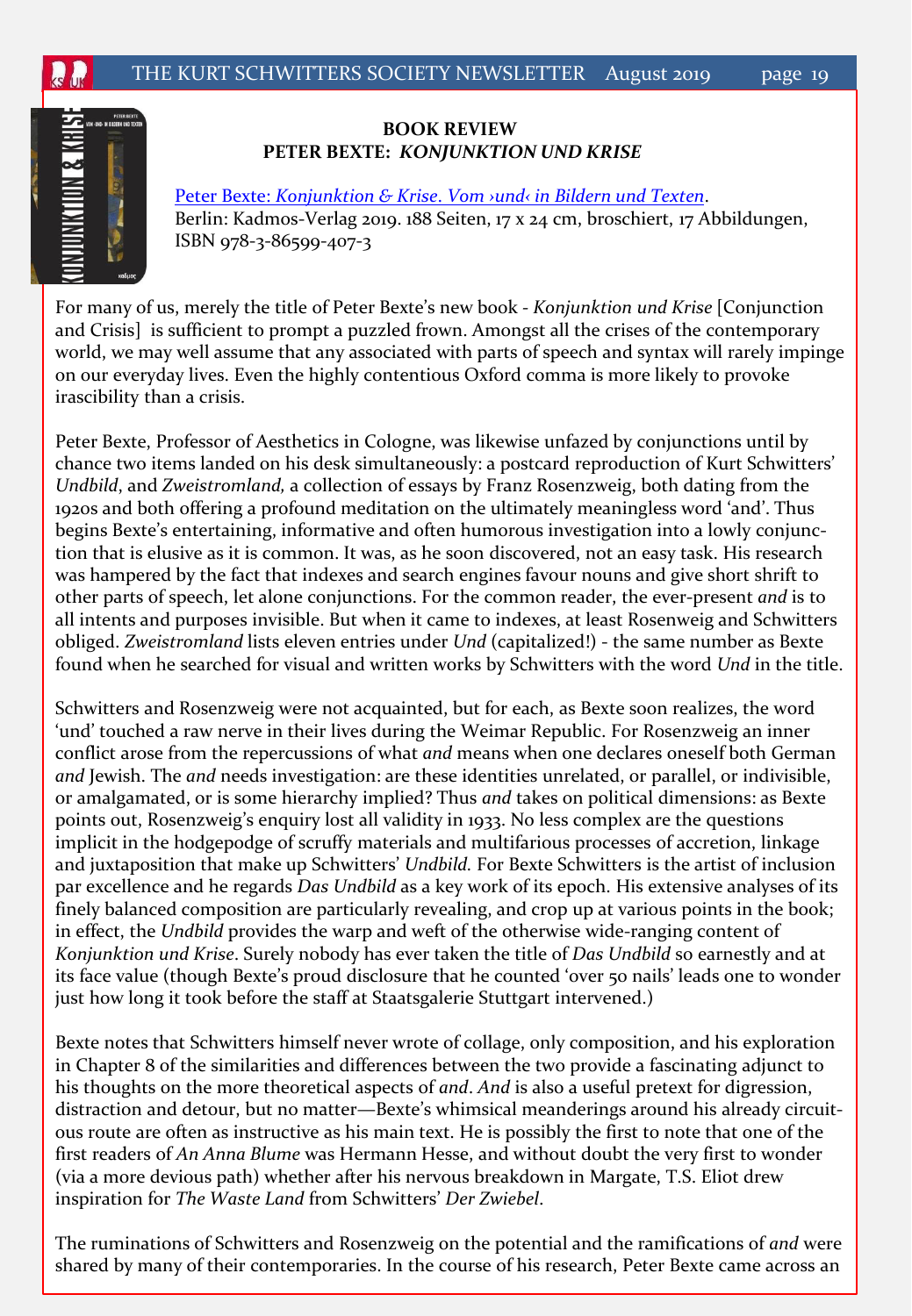## BOOK REVIEW
## PETER BEXTE: *KONJUNKTION UND KRISE*

Peter Bexte: *Konjunktion & Krise. Vom ›und‹ in Bildern und Texten*.
Berlin: Kadmos-Verlag 2019. 188 Seiten, 17 x 24 cm, broschiert, 17 Abbildungen, ISBN 978-3-86599-407-3

For many of us, merely the title of Peter Bexte's new book - *Konjunktion und Krise* [Conjunction and Crisis] is sufficient to prompt a puzzled frown. Amongst all the crises of the contemporary world, we may well assume that any associated with parts of speech and syntax will rarely impinge on our everyday lives. Even the highly contentious Oxford comma is more likely to provoke irascibility than a crisis.

Peter Bexte, Professor of Aesthetics in Cologne, was likewise unfazed by conjunctions until by chance two items landed on his desk simultaneously: a postcard reproduction of Kurt Schwitters' *Undbild*, and *Zweistromland,* a collection of essays by Franz Rosenzweig, both dating from the 1920s and both offering a profound meditation on the ultimately meaningless word 'and'. Thus begins Bexte's entertaining, informative and often humorous investigation into a lowly conjunction that is elusive as it is common. It was, as he soon discovered, not an easy task. His research was hampered by the fact that indexes and search engines favour nouns and give short shrift to other parts of speech, let alone conjunctions. For the common reader, the ever-present *and* is to all intents and purposes invisible. But when it came to indexes, at least Rosenweig and Schwitters obliged. *Zweistromland* lists eleven entries under *Und* (capitalized!) - the same number as Bexte found when he searched for visual and written works by Schwitters with the word *Und* in the title.

Schwitters and Rosenzweig were not acquainted, but for each, as Bexte soon realizes, the word 'und' touched a raw nerve in their lives during the Weimar Republic. For Rosenzweig an inner conflict arose from the repercussions of what *and* means when one declares oneself both German *and* Jewish. The *and* needs investigation: are these identities unrelated, or parallel, or indivisible, or amalgamated, or is some hierarchy implied? Thus *and* takes on political dimensions: as Bexte points out, Rosenzweig's enquiry lost all validity in 1933. No less complex are the questions implicit in the hodgepodge of scruffy materials and multifarious processes of accretion, linkage and juxtaposition that make up Schwitters' *Undbild.* For Bexte Schwitters is the artist of inclusion par excellence and he regards *Das Undbild* as a key work of its epoch. His extensive analyses of its finely balanced composition are particularly revealing, and crop up at various points in the book; in effect, the *Undbild* provides the warp and weft of the otherwise wide-ranging content of *Konjunktion und Krise*. Surely nobody has ever taken the title of *Das Undbild* so earnestly and at its face value (though Bexte's proud disclosure that he counted 'over 50 nails' leads one to wonder just how long it took before the staff at Staatsgalerie Stuttgart intervened.)

Bexte notes that Schwitters himself never wrote of collage, only composition, and his exploration in Chapter 8 of the similarities and differences between the two provide a fascinating adjunct to his thoughts on the more theoretical aspects of *and*. *And* is also a useful pretext for digression, distraction and detour, but no matter—Bexte's whimsical meanderings around his already circuitous route are often as instructive as his main text. He is possibly the first to note that one of the first readers of *An Anna Blume* was Hermann Hesse, and without doubt the very first to wonder (via a more devious path) whether after his nervous breakdown in Margate, T.S. Eliot drew inspiration for *The Waste Land* from Schwitters' *Der Zwiebel*.

The ruminations of Schwitters and Rosenzweig on the potential and the ramifications of *and* were shared by many of their contemporaries. In the course of his research, Peter Bexte came across an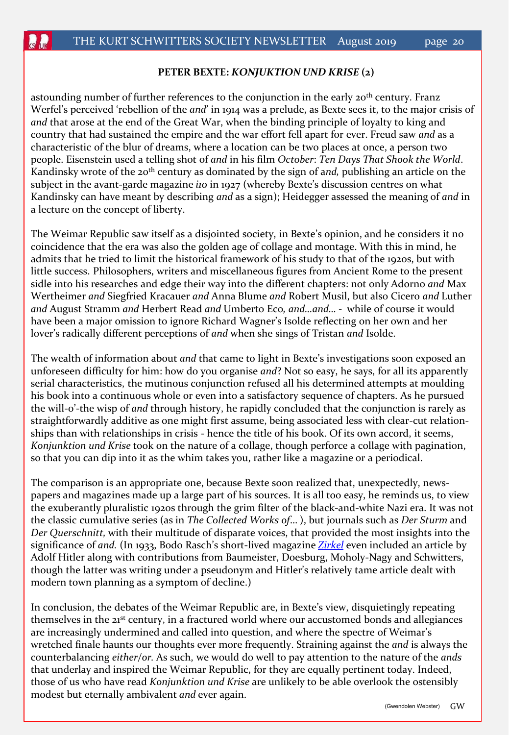**PETER BEXTE: *KONJUKTION UND KRISE* (2)**

astounding number of further references to the conjunction in the early 20th century. Franz Werfel's perceived 'rebellion of the *and*' in 1914 was a prelude, as Bexte sees it, to the major crisis of *and* that arose at the end of the Great War, when the binding principle of loyalty to king and country that had sustained the empire and the war effort fell apart for ever. Freud saw *and* as a characteristic of the blur of dreams, where a location can be two places at once, a person two people. Eisenstein used a telling shot of *and* in his film *October*: *Ten Days That Shook the World*. Kandinsky wrote of the 20th century as dominated by the sign of a*nd,* publishing an article on the subject in the avant-garde magazine *i10* in 1927 (whereby Bexte's discussion centres on what Kandinsky can have meant by describing *and* as a sign); Heidegger assessed the meaning of *and* in a lecture on the concept of liberty.

The Weimar Republic saw itself as a disjointed society, in Bexte's opinion, and he considers it no coincidence that the era was also the golden age of collage and montage. With this in mind, he admits that he tried to limit the historical framework of his study to that of the 1920s, but with little success. Philosophers, writers and miscellaneous figures from Ancient Rome to the present sidle into his researches and edge their way into the different chapters: not only Adorno *and* Max Wertheimer *and* Siegfried Kracauer *and* Anna Blume *and* Robert Musil, but also Cicero *and* Luther *and* August Stramm *and* Herbert Read *and* Umberto Eco*, and…and… -* while of course it would have been a major omission to ignore Richard Wagner's Isolde reflecting on her own and her lover's radically different perceptions of *and* when she sings of Tristan *and* Isolde.

The wealth of information about *and* that came to light in Bexte's investigations soon exposed an unforeseen difficulty for him: how do you organise *and*? Not so easy, he says, for all its apparently serial characteristics, the mutinous conjunction refused all his determined attempts at moulding his book into a continuous whole or even into a satisfactory sequence of chapters. As he pursued the will-o'-the wisp of *and* through history, he rapidly concluded that the conjunction is rarely as straightforwardly additive as one might first assume, being associated less with clear-cut relationships than with relationships in crisis - hence the title of his book. Of its own accord, it seems, *Konjunktion und Krise* took on the nature of a collage, though perforce a collage with pagination, so that you can dip into it as the whim takes you, rather like a magazine or a periodical.

The comparison is an appropriate one, because Bexte soon realized that, unexpectedly, newspapers and magazines made up a large part of his sources. It is all too easy, he reminds us, to view the exuberantly pluralistic 1920s through the grim filter of the black-and-white Nazi era. It was not the classic cumulative series (as in *The Collected Works of…* ), but journals such as *Der Sturm* and *Der Querschnitt,* with their multitude of disparate voices, that provided the most insights into the significance of *and.* (In 1933, Bodo Rasch's short-lived magazine *Zirkel* even included an article by Adolf Hitler along with contributions from Baumeister, Doesburg, Moholy-Nagy and Schwitters, though the latter was writing under a pseudonym and Hitler's relatively tame article dealt with modern town planning as a symptom of decline.)

In conclusion, the debates of the Weimar Republic are, in Bexte's view, disquietingly repeating themselves in the 21st century, in a fractured world where our accustomed bonds and allegiances are increasingly undermined and called into question, and where the spectre of Weimar's wretched finale haunts our thoughts ever more frequently. Straining against the *and* is always the counterbalancing *either/or.* As such, we would do well to pay attention to the nature of the *ands* that underlay and inspired the Weimar Republic, for they are equally pertinent today. Indeed, those of us who have read *Konjunktion und Krise* are unlikely to be able overlook the ostensibly modest but eternally ambivalent *and* ever again.

(Gwendolen Webster) GW